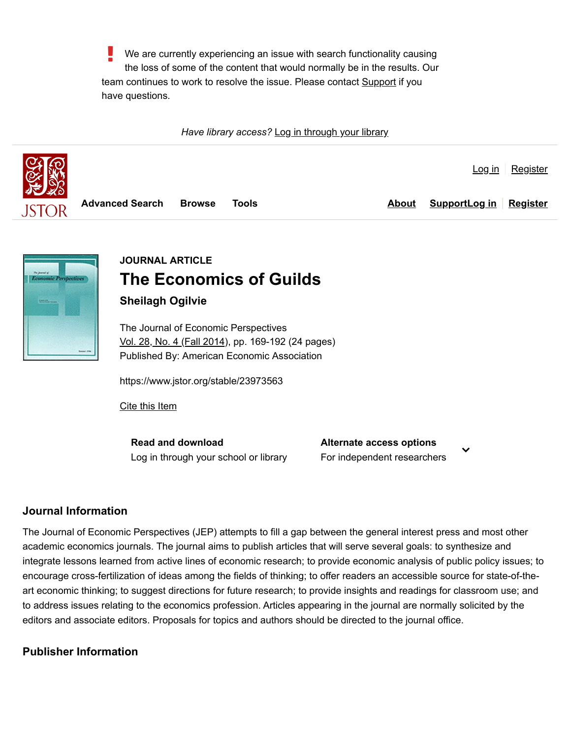We are currently experiencing an issue with search functionality causing the loss of some of the content that would normally be in the results. Our team continues to work to resolve the issue. Please contact Support if you have questions.

*Have library access?* Log in through your library

Log in | Register

Advanced Search | Browse | Tools | About | Support | Log in | Register

JOURNAL ARTICLE

# The Economics of Guilds

**Sheilagh Ogilvie**

The Journal of Economic Perspectives
Vol. 28, No. 4 (Fall 2014), pp. 169-192 (24 pages)
Published By: American Economic Association

https://www.jstor.org/stable/23973563

Cite this Item

**Read and download**
Log in through your school or library

**Alternate access options**
For independent researchers

## Journal Information

The Journal of Economic Perspectives (JEP) attempts to fill a gap between the general interest press and most other academic economics journals. The journal aims to publish articles that will serve several goals: to synthesize and integrate lessons learned from active lines of economic research; to provide economic analysis of public policy issues; to encourage cross-fertilization of ideas among the fields of thinking; to offer readers an accessible source for state-of-the-art economic thinking; to suggest directions for future research; to provide insights and readings for classroom use; and to address issues relating to the economics profession. Articles appearing in the journal are normally solicited by the editors and associate editors. Proposals for topics and authors should be directed to the journal office.

## Publisher Information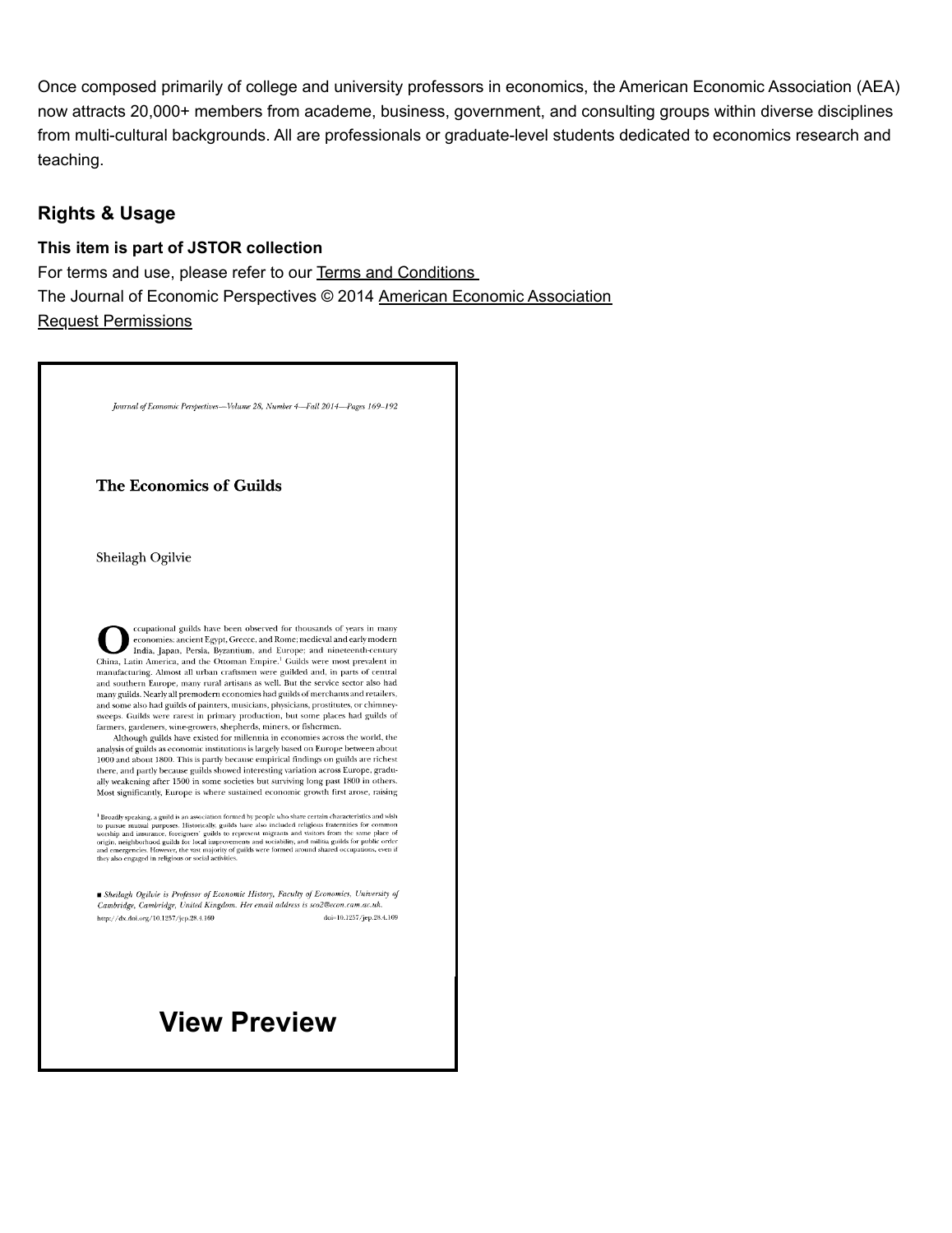Once composed primarily of college and university professors in economics, the American Economic Association (AEA) now attracts 20,000+ members from academe, business, government, and consulting groups within diverse disciplines from multi-cultural backgrounds. All are professionals or graduate-level students dedicated to economics research and teaching.

## Rights & Usage

**This item is part of JSTOR collection**
For terms and use, please refer to our Terms and Conditions
The Journal of Economic Perspectives © 2014 American Economic Association
Request Permissions

*Journal of Economic Perspectives—Volume 28, Number 4—Fall 2014—Pages 169–192*

# The Economics of Guilds

Sheilagh Ogilvie

Occupational guilds have been observed for thousands of years in many economies: ancient Egypt, Greece, and Rome; medieval and early modern India, Japan, Persia, Byzantium, and Europe; and nineteenth-century China, Latin America, and the Ottoman Empire.[1] Guilds were most prevalent in manufacturing. Almost all urban craftsmen were guilded and, in parts of central and southern Europe, many rural artisans as well. But the service sector also had many guilds. Nearly all premodern economies had guilds of merchants and retailers, and some also had guilds of painters, musicians, physicians, prostitutes, or chimney-sweeps. Guilds were rarest in primary production, but some places had guilds of farmers, gardeners, wine-growers, shepherds, miners, or fishermen.

Although guilds have existed for millennia in economies across the world, the analysis of guilds as economic institutions is largely based on Europe between about 1000 and about 1800. This is partly because empirical findings on guilds are richest there, and partly because guilds showed interesting variation across Europe, gradually weakening after 1500 in some societies but surviving long past 1800 in others. Most significantly, Europe is where sustained economic growth first arose, raising

[1] Broadly speaking, a guild is an association formed by people who share certain characteristics and wish to pursue mutual purposes. Historically, guilds have also included religious fraternities for common worship and insurance, foreigners' guilds to represent migrants and visitors from the same place of origin, neighborhood guilds for local improvements and sociability, and militia guilds for public order and emergencies. However, the vast majority of guilds were formed around shared occupations, even if they also engaged in religious or social activities.

■ *Sheilagh Ogilvie is Professor of Economic History, Faculty of Economics, University of Cambridge, Cambridge, United Kingdom. Her email address is sco2@econ.cam.ac.uk.*

http://dx.doi.org/10.1257/jep.28.4.169 doi=10.1257/jep.28.4.169

**View Preview**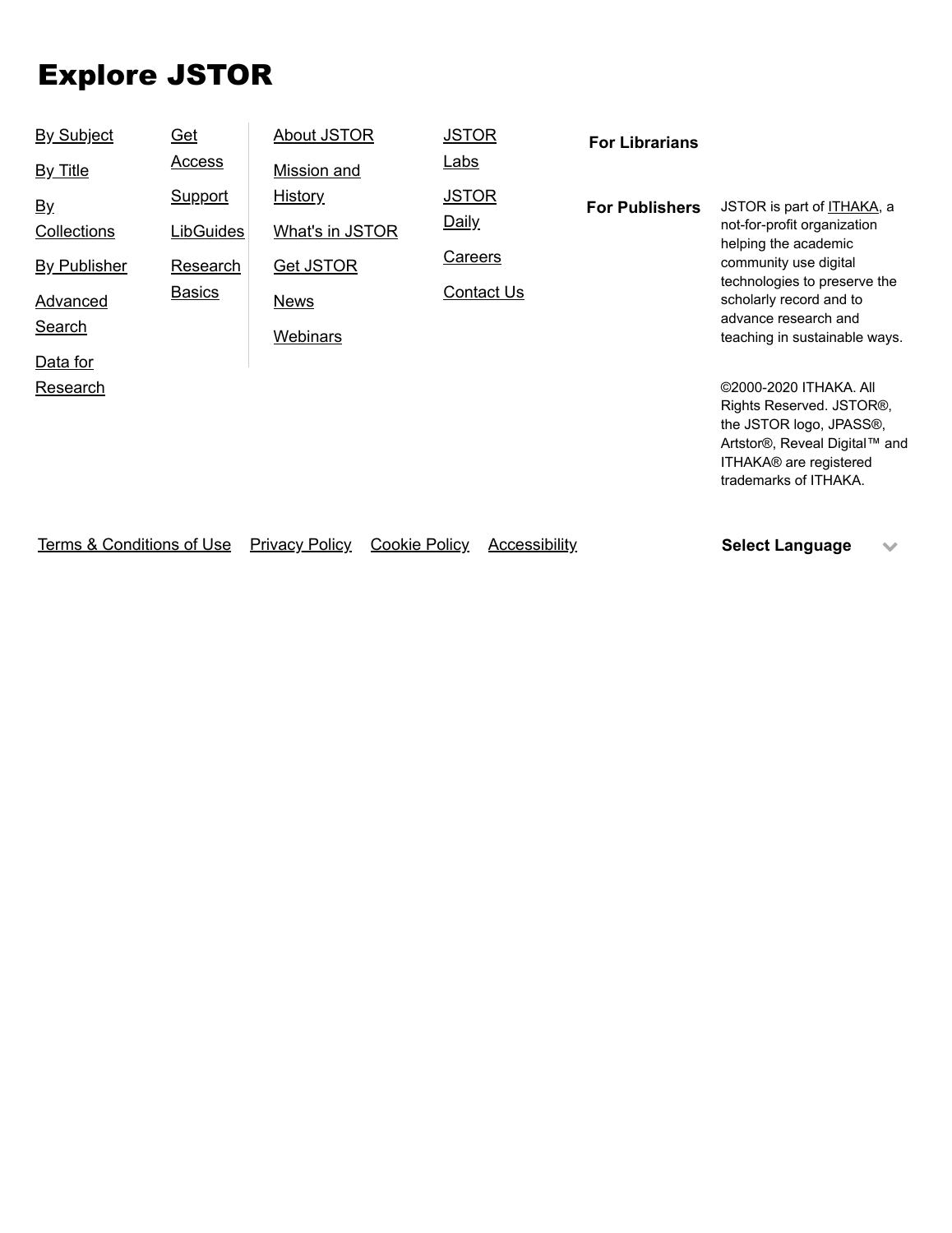# Explore JSTOR

- By Subject
- By Title
- By Collections
- By Publisher
- Advanced Search
- Data for Research

- Get Access
- Support
- LibGuides
- Research Basics

- About JSTOR
- Mission and History
- What's in JSTOR
- Get JSTOR
- News
- Webinars

- JSTOR Labs
- JSTOR Daily
- Careers
- Contact Us

**For Librarians**

**For Publishers**

JSTOR is part of ITHAKA, a not-for-profit organization helping the academic community use digital technologies to preserve the scholarly record and to advance research and teaching in sustainable ways.

©2000-2020 ITHAKA. All Rights Reserved. JSTOR®, the JSTOR logo, JPASS®, Artstor®, Reveal Digital™ and ITHAKA® are registered trademarks of ITHAKA.

Terms & Conditions of Use | Privacy Policy | Cookie Policy | Accessibility

**Select Language**